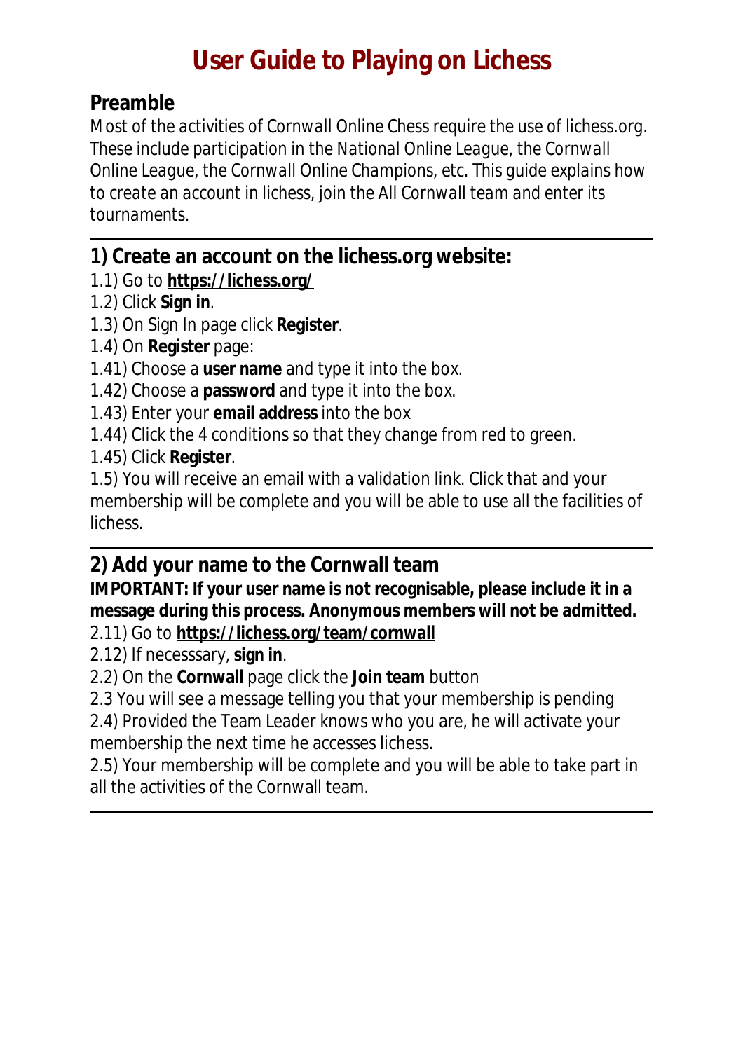# User Guide to Playing on Lichess

## Preamble

*Most of the activities of Cornwall Online Chess require the use of lichess.org. These include participation in the National Online League, the Cornwall Online League, the Cornwall Online Champions, etc. This guide explains how to create an account in lichess, join the All Cornwall team and enter its tournaments.*

---

## 1) Create an account on the lichess.org website:

1.1) Go to **https://lichess.org/**

1.2) Click **Sign in**.

1.3) On Sign In page click **Register**.

1.4) On **Register** page:

1.41) Choose a **user name** and type it into the box.

1.42) Choose a **password** and type it into the box.

1.43) Enter your **email address** into the box

1.44) Click the 4 conditions so that they change from red to green.

1.45) Click **Register**.

1.5) You will receive an email with a validation link. Click that and your membership will be complete and you will be able to use all the facilities of lichess.

---

## 2) Add your name to the Cornwall team

**IMPORTANT: If your user name is not recognisable, please include it in a message during this process. Anonymous members will not be admitted.**

2.11) Go to **https://lichess.org/team/cornwall**

2.12) If necesssary, **sign in**.

2.2) On the **Cornwall** page click the **Join team** button

2.3 You will see a message telling you that your membership is pending

2.4) Provided the Team Leader knows who you are, he will activate your membership the next time he accesses lichess.

2.5) Your membership will be complete and you will be able to take part in all the activities of the Cornwall team.

---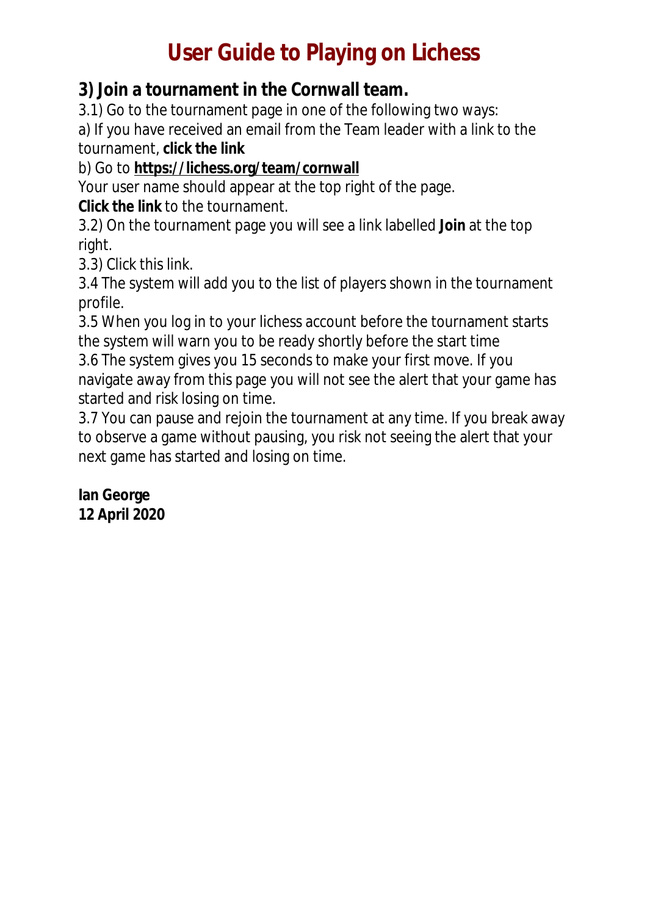# User Guide to Playing on Lichess

## 3) Join a tournament in the Cornwall team.

3.1) Go to the tournament page in one of the following two ways:

a) If you have received an email from the Team leader with a link to the tournament, **click the link**

b) Go to **https://lichess.org/team/cornwall**

Your user name should appear at the top right of the page.

**Click the link** to the tournament.

3.2) On the tournament page you will see a link labelled **Join** at the top right.

3.3) Click this link.

3.4 The system will add you to the list of players shown in the tournament profile.

3.5 When you log in to your lichess account before the tournament starts the system will warn you to be ready shortly before the start time

3.6 The system gives you 15 seconds to make your first move. If you navigate away from this page you will not see the alert that your game has started and risk losing on time.

3.7 You can pause and rejoin the tournament at any time. If you break away to observe a game without pausing, you risk not seeing the alert that your next game has started and losing on time.

**Ian George**
**12 April 2020**